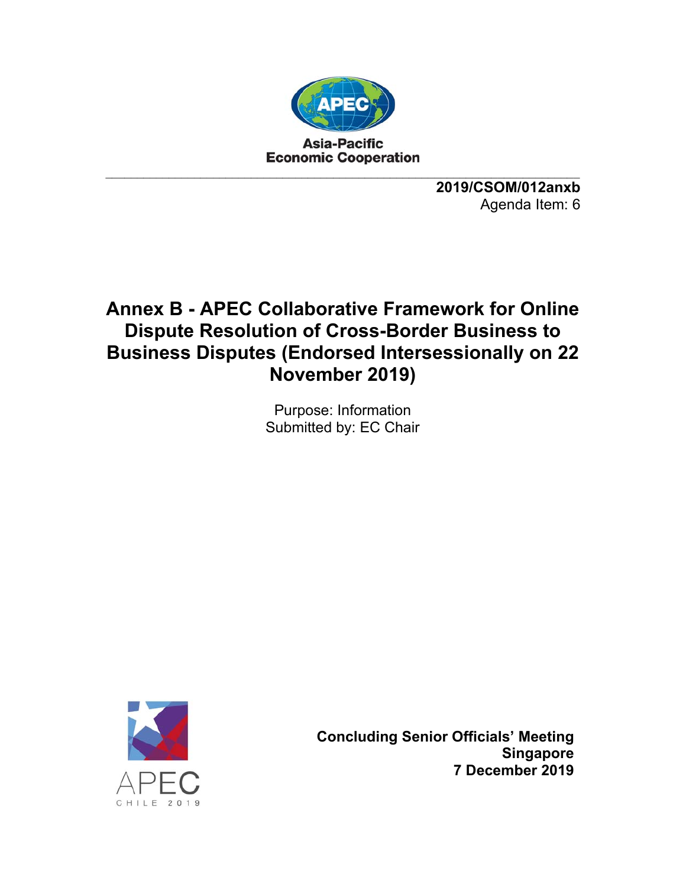Asia-Pacific
Economic Cooperation

**2019/CSOM/012anxb**
Agenda Item: 6

# Annex B - APEC Collaborative Framework for Online Dispute Resolution of Cross-Border Business to Business Disputes (Endorsed Intersessionally on 22 November 2019)

Purpose: Information
Submitted by: EC Chair

APEC
CHILE 2019

**Concluding Senior Officials' Meeting**
**Singapore**
**7 December 2019**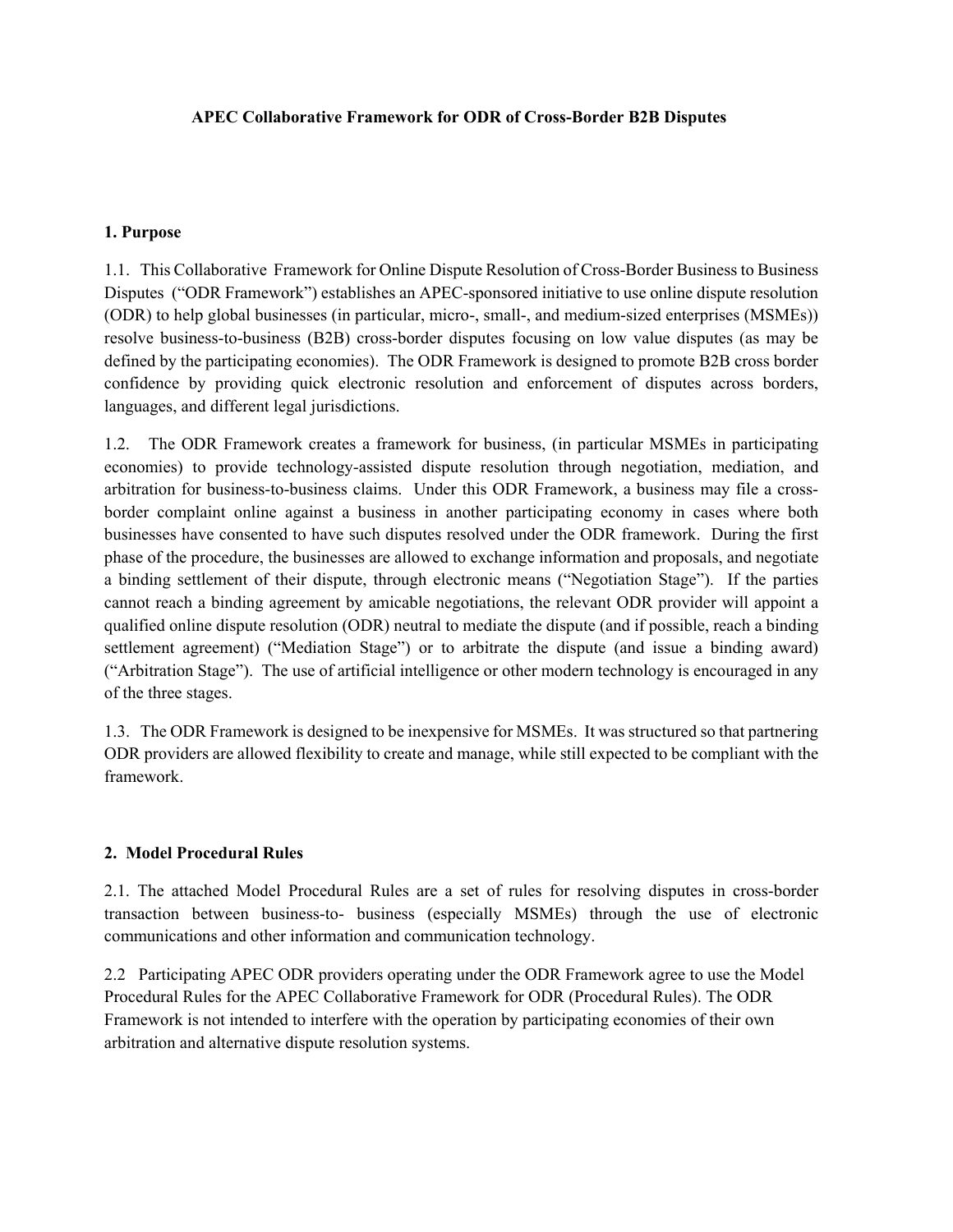**APEC Collaborative Framework for ODR of Cross-Border B2B Disputes**

## 1. Purpose

1.1. This Collaborative Framework for Online Dispute Resolution of Cross-Border Business to Business Disputes ("ODR Framework") establishes an APEC-sponsored initiative to use online dispute resolution (ODR) to help global businesses (in particular, micro-, small-, and medium-sized enterprises (MSMEs)) resolve business-to-business (B2B) cross-border disputes focusing on low value disputes (as may be defined by the participating economies). The ODR Framework is designed to promote B2B cross border confidence by providing quick electronic resolution and enforcement of disputes across borders, languages, and different legal jurisdictions.

1.2. The ODR Framework creates a framework for business, (in particular MSMEs in participating economies) to provide technology-assisted dispute resolution through negotiation, mediation, and arbitration for business-to-business claims. Under this ODR Framework, a business may file a cross-border complaint online against a business in another participating economy in cases where both businesses have consented to have such disputes resolved under the ODR framework. During the first phase of the procedure, the businesses are allowed to exchange information and proposals, and negotiate a binding settlement of their dispute, through electronic means ("Negotiation Stage"). If the parties cannot reach a binding agreement by amicable negotiations, the relevant ODR provider will appoint a qualified online dispute resolution (ODR) neutral to mediate the dispute (and if possible, reach a binding settlement agreement) ("Mediation Stage") or to arbitrate the dispute (and issue a binding award) ("Arbitration Stage"). The use of artificial intelligence or other modern technology is encouraged in any of the three stages.

1.3. The ODR Framework is designed to be inexpensive for MSMEs. It was structured so that partnering ODR providers are allowed flexibility to create and manage, while still expected to be compliant with the framework.

## 2. Model Procedural Rules

2.1. The attached Model Procedural Rules are a set of rules for resolving disputes in cross-border transaction between business-to- business (especially MSMEs) through the use of electronic communications and other information and communication technology.

2.2 Participating APEC ODR providers operating under the ODR Framework agree to use the Model Procedural Rules for the APEC Collaborative Framework for ODR (Procedural Rules). The ODR Framework is not intended to interfere with the operation by participating economies of their own arbitration and alternative dispute resolution systems.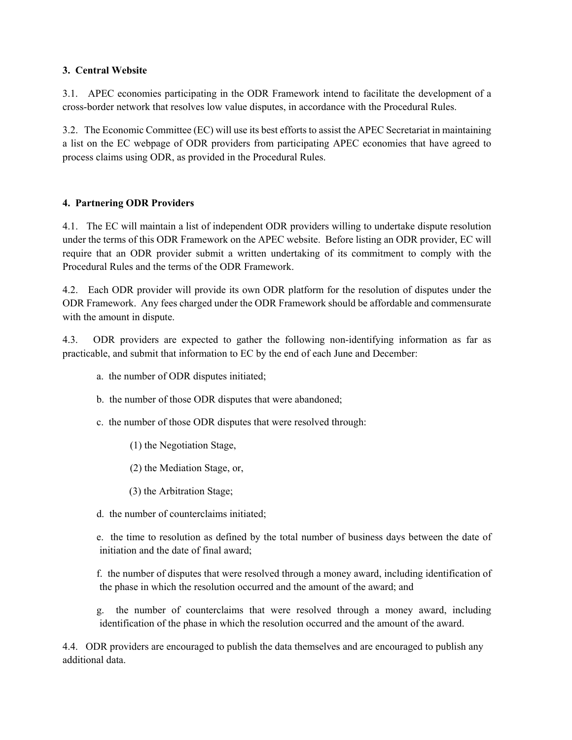## 3. Central Website

3.1. APEC economies participating in the ODR Framework intend to facilitate the development of a cross-border network that resolves low value disputes, in accordance with the Procedural Rules.

3.2. The Economic Committee (EC) will use its best efforts to assist the APEC Secretariat in maintaining a list on the EC webpage of ODR providers from participating APEC economies that have agreed to process claims using ODR, as provided in the Procedural Rules.

## 4. Partnering ODR Providers

4.1. The EC will maintain a list of independent ODR providers willing to undertake dispute resolution under the terms of this ODR Framework on the APEC website. Before listing an ODR provider, EC will require that an ODR provider submit a written undertaking of its commitment to comply with the Procedural Rules and the terms of the ODR Framework.

4.2. Each ODR provider will provide its own ODR platform for the resolution of disputes under the ODR Framework. Any fees charged under the ODR Framework should be affordable and commensurate with the amount in dispute.

4.3. ODR providers are expected to gather the following non-identifying information as far as practicable, and submit that information to EC by the end of each June and December:

a. the number of ODR disputes initiated;

b. the number of those ODR disputes that were abandoned;

c. the number of those ODR disputes that were resolved through:

(1) the Negotiation Stage,

(2) the Mediation Stage, or,

(3) the Arbitration Stage;

d. the number of counterclaims initiated;

e. the time to resolution as defined by the total number of business days between the date of initiation and the date of final award;

f. the number of disputes that were resolved through a money award, including identification of the phase in which the resolution occurred and the amount of the award; and

g. the number of counterclaims that were resolved through a money award, including identification of the phase in which the resolution occurred and the amount of the award.

4.4. ODR providers are encouraged to publish the data themselves and are encouraged to publish any additional data.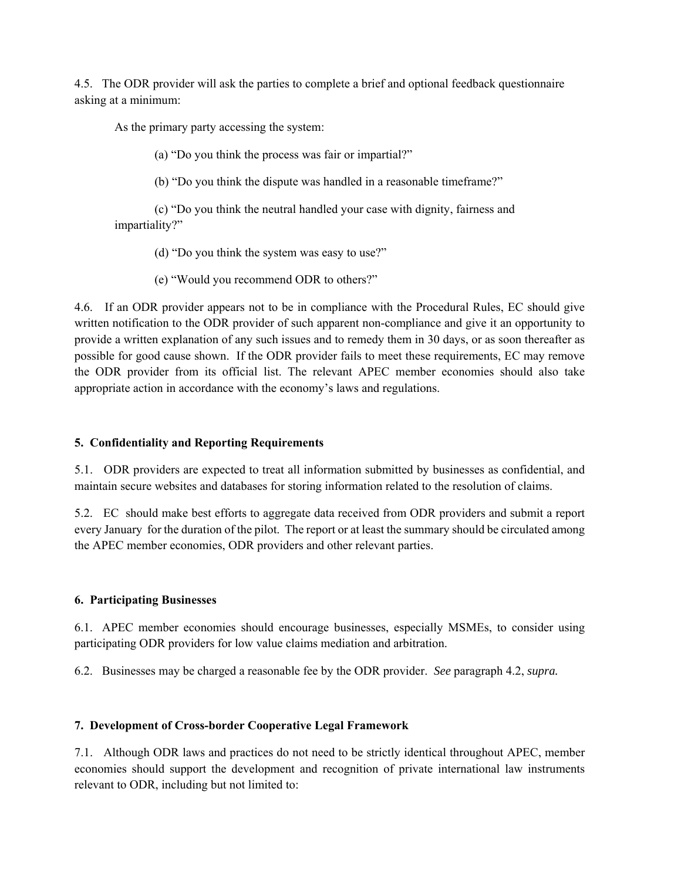4.5. The ODR provider will ask the parties to complete a brief and optional feedback questionnaire asking at a minimum:

As the primary party accessing the system:

(a) "Do you think the process was fair or impartial?"

(b) "Do you think the dispute was handled in a reasonable timeframe?"

(c) "Do you think the neutral handled your case with dignity, fairness and impartiality?"

(d) "Do you think the system was easy to use?"

(e) "Would you recommend ODR to others?"

4.6. If an ODR provider appears not to be in compliance with the Procedural Rules, EC should give written notification to the ODR provider of such apparent non-compliance and give it an opportunity to provide a written explanation of any such issues and to remedy them in 30 days, or as soon thereafter as possible for good cause shown. If the ODR provider fails to meet these requirements, EC may remove the ODR provider from its official list. The relevant APEC member economies should also take appropriate action in accordance with the economy's laws and regulations.

## 5. Confidentiality and Reporting Requirements

5.1. ODR providers are expected to treat all information submitted by businesses as confidential, and maintain secure websites and databases for storing information related to the resolution of claims.

5.2. EC should make best efforts to aggregate data received from ODR providers and submit a report every January for the duration of the pilot. The report or at least the summary should be circulated among the APEC member economies, ODR providers and other relevant parties.

## 6. Participating Businesses

6.1. APEC member economies should encourage businesses, especially MSMEs, to consider using participating ODR providers for low value claims mediation and arbitration.

6.2. Businesses may be charged a reasonable fee by the ODR provider. *See* paragraph 4.2, *supra.*

## 7. Development of Cross-border Cooperative Legal Framework

7.1. Although ODR laws and practices do not need to be strictly identical throughout APEC, member economies should support the development and recognition of private international law instruments relevant to ODR, including but not limited to: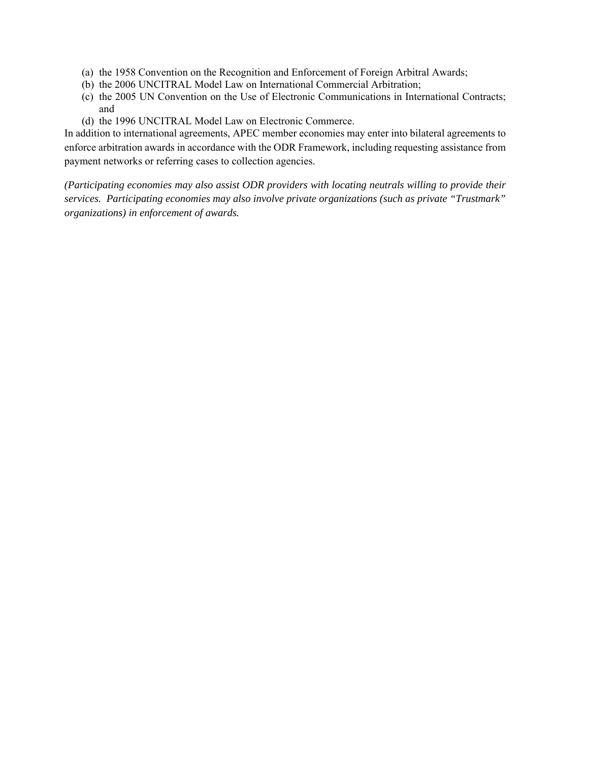(a) the 1958 Convention on the Recognition and Enforcement of Foreign Arbitral Awards;
(b) the 2006 UNCITRAL Model Law on International Commercial Arbitration;
(c) the 2005 UN Convention on the Use of Electronic Communications in International Contracts; and
(d) the 1996 UNCITRAL Model Law on Electronic Commerce.

In addition to international agreements, APEC member economies may enter into bilateral agreements to enforce arbitration awards in accordance with the ODR Framework, including requesting assistance from payment networks or referring cases to collection agencies.

*(Participating economies may also assist ODR providers with locating neutrals willing to provide their services. Participating economies may also involve private organizations (such as private "Trustmark" organizations) in enforcement of awards.*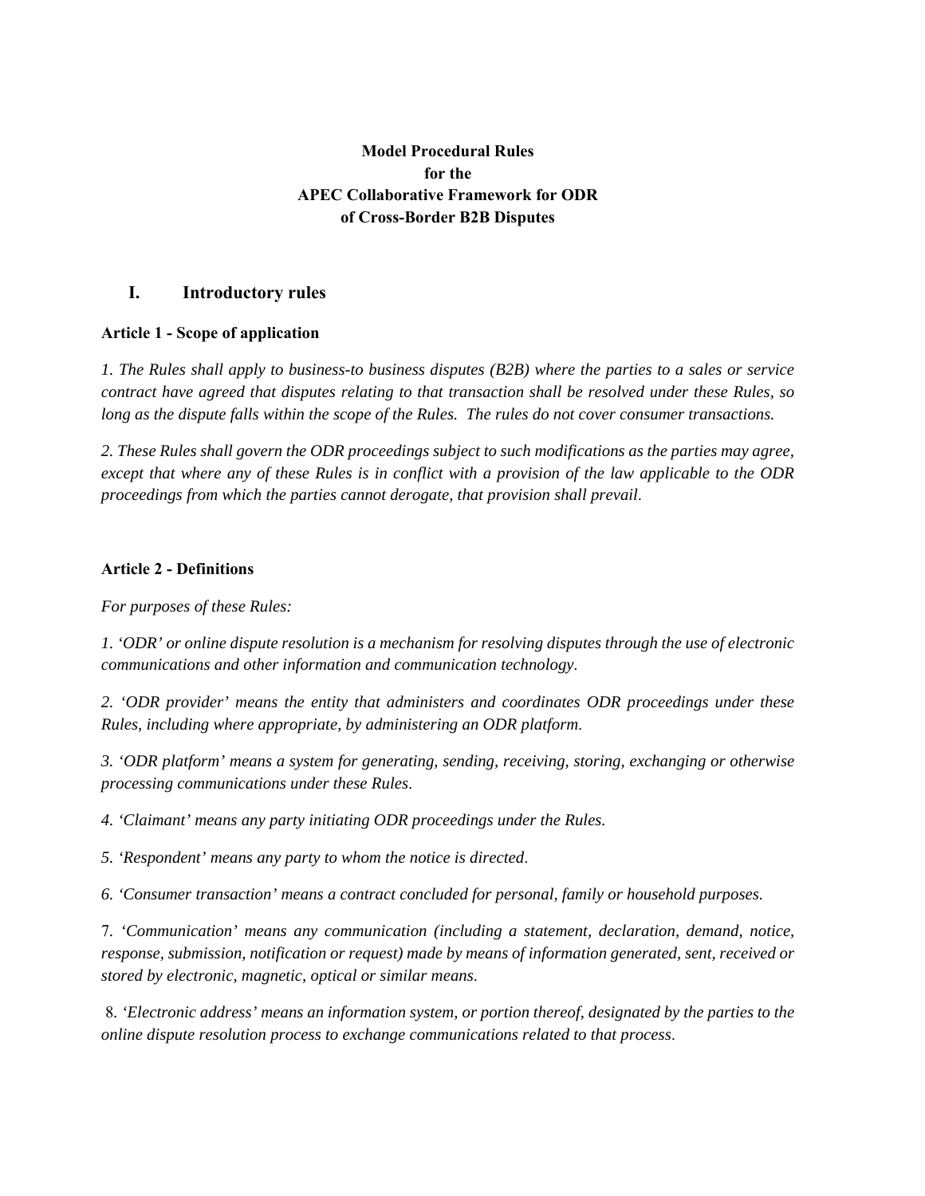**Model Procedural Rules**
**for the**
**APEC Collaborative Framework for ODR**
**of Cross-Border B2B Disputes**

## I. Introductory rules

### Article 1 - Scope of application

*1. The Rules shall apply to business-to business disputes (B2B) where the parties to a sales or service contract have agreed that disputes relating to that transaction shall be resolved under these Rules, so long as the dispute falls within the scope of the Rules. The rules do not cover consumer transactions.*

*2. These Rules shall govern the ODR proceedings subject to such modifications as the parties may agree, except that where any of these Rules is in conflict with a provision of the law applicable to the ODR proceedings from which the parties cannot derogate, that provision shall prevail.*

### Article 2 - Definitions

*For purposes of these Rules:*

*1. 'ODR' or online dispute resolution is a mechanism for resolving disputes through the use of electronic communications and other information and communication technology.*

*2. 'ODR provider' means the entity that administers and coordinates ODR proceedings under these Rules, including where appropriate, by administering an ODR platform.*

*3. 'ODR platform' means a system for generating, sending, receiving, storing, exchanging or otherwise processing communications under these Rules.*

*4. 'Claimant' means any party initiating ODR proceedings under the Rules.*

*5. 'Respondent' means any party to whom the notice is directed.*

*6. 'Consumer transaction' means a contract concluded for personal, family or household purposes.*

7. *'Communication' means any communication (including a statement, declaration, demand, notice, response, submission, notification or request) made by means of information generated, sent, received or stored by electronic, magnetic, optical or similar means.*

8. *'Electronic address' means an information system, or portion thereof, designated by the parties to the online dispute resolution process to exchange communications related to that process.*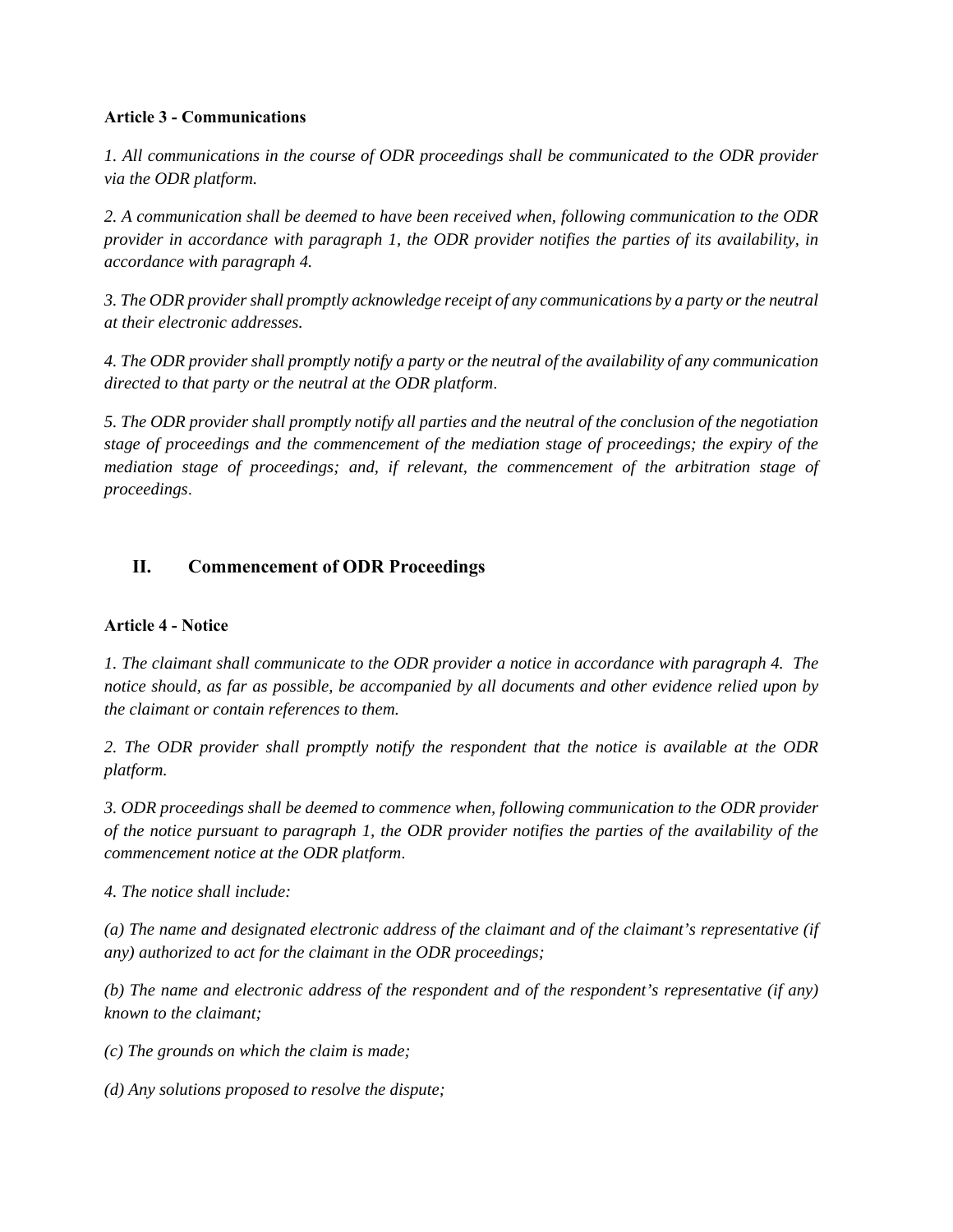**Article 3 - Communications**

*1. All communications in the course of ODR proceedings shall be communicated to the ODR provider via the ODR platform.*

*2. A communication shall be deemed to have been received when, following communication to the ODR provider in accordance with paragraph 1, the ODR provider notifies the parties of its availability, in accordance with paragraph 4.*

*3. The ODR provider shall promptly acknowledge receipt of any communications by a party or the neutral at their electronic addresses.*

*4. The ODR provider shall promptly notify a party or the neutral of the availability of any communication directed to that party or the neutral at the ODR platform.*

*5. The ODR provider shall promptly notify all parties and the neutral of the conclusion of the negotiation stage of proceedings and the commencement of the mediation stage of proceedings; the expiry of the mediation stage of proceedings; and, if relevant, the commencement of the arbitration stage of proceedings.*

## II. Commencement of ODR Proceedings

**Article 4 - Notice**

*1. The claimant shall communicate to the ODR provider a notice in accordance with paragraph 4. The notice should, as far as possible, be accompanied by all documents and other evidence relied upon by the claimant or contain references to them.*

*2. The ODR provider shall promptly notify the respondent that the notice is available at the ODR platform.*

*3. ODR proceedings shall be deemed to commence when, following communication to the ODR provider of the notice pursuant to paragraph 1, the ODR provider notifies the parties of the availability of the commencement notice at the ODR platform.*

*4. The notice shall include:*

*(a) The name and designated electronic address of the claimant and of the claimant's representative (if any) authorized to act for the claimant in the ODR proceedings;*

*(b) The name and electronic address of the respondent and of the respondent's representative (if any) known to the claimant;*

*(c) The grounds on which the claim is made;*

*(d) Any solutions proposed to resolve the dispute;*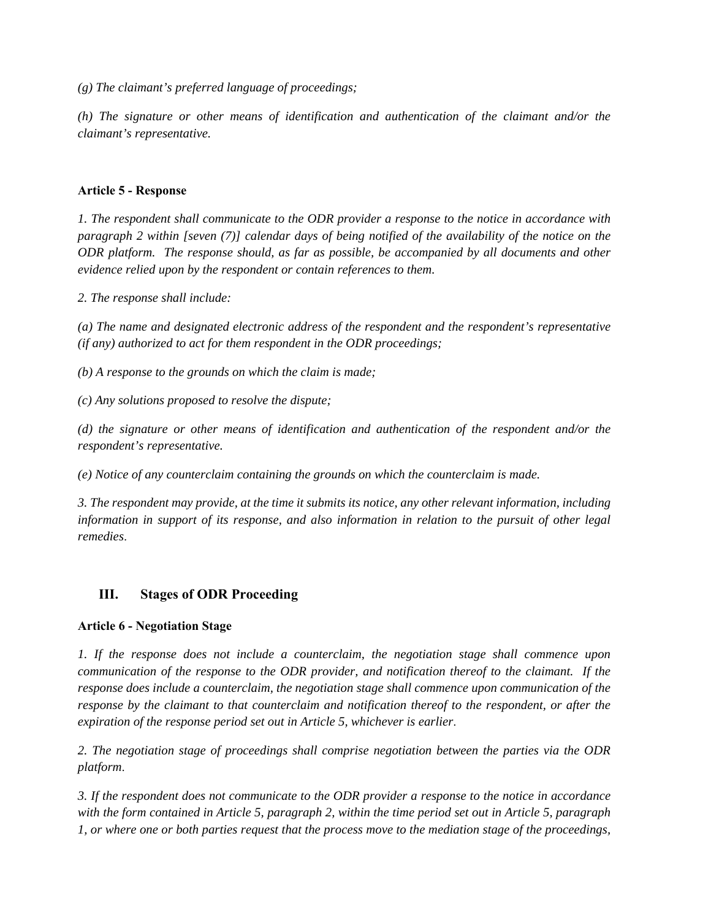*(g) The claimant's preferred language of proceedings;*

*(h) The signature or other means of identification and authentication of the claimant and/or the claimant's representative.*

**Article 5 - Response**

*1. The respondent shall communicate to the ODR provider a response to the notice in accordance with paragraph 2 within [seven (7)] calendar days of being notified of the availability of the notice on the ODR platform. The response should, as far as possible, be accompanied by all documents and other evidence relied upon by the respondent or contain references to them.*

*2. The response shall include:*

*(a) The name and designated electronic address of the respondent and the respondent's representative (if any) authorized to act for them respondent in the ODR proceedings;*

*(b) A response to the grounds on which the claim is made;*

*(c) Any solutions proposed to resolve the dispute;*

*(d) the signature or other means of identification and authentication of the respondent and/or the respondent's representative.*

*(e) Notice of any counterclaim containing the grounds on which the counterclaim is made.*

*3. The respondent may provide, at the time it submits its notice, any other relevant information, including information in support of its response, and also information in relation to the pursuit of other legal remedies.*

## III. Stages of ODR Proceeding

**Article 6 - Negotiation Stage**

*1. If the response does not include a counterclaim, the negotiation stage shall commence upon communication of the response to the ODR provider, and notification thereof to the claimant. If the response does include a counterclaim, the negotiation stage shall commence upon communication of the response by the claimant to that counterclaim and notification thereof to the respondent, or after the expiration of the response period set out in Article 5, whichever is earlier.*

*2. The negotiation stage of proceedings shall comprise negotiation between the parties via the ODR platform.*

*3. If the respondent does not communicate to the ODR provider a response to the notice in accordance with the form contained in Article 5, paragraph 2, within the time period set out in Article 5, paragraph 1, or where one or both parties request that the process move to the mediation stage of the proceedings,*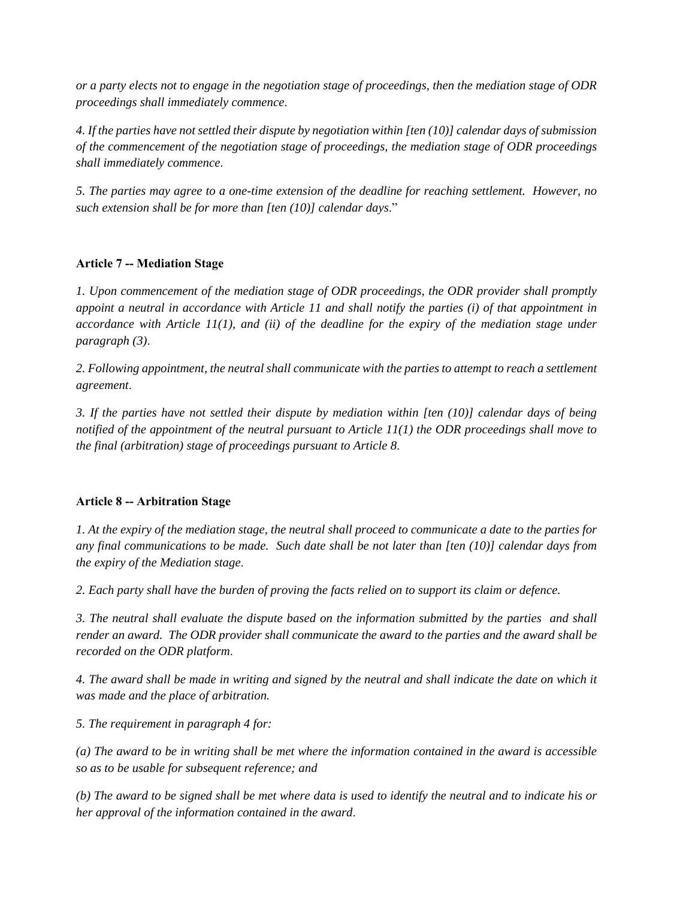*or a party elects not to engage in the negotiation stage of proceedings, then the mediation stage of ODR proceedings shall immediately commence*.

*4. If the parties have not settled their dispute by negotiation within [ten (10)] calendar days of submission of the commencement of the negotiation stage of proceedings, the mediation stage of ODR proceedings shall immediately commence*.

*5. The parties may agree to a one-time extension of the deadline for reaching settlement. However, no such extension shall be for more than [ten (10)] calendar days*."

**Article 7 -- Mediation Stage**

*1. Upon commencement of the mediation stage of ODR proceedings, the ODR provider shall promptly appoint a neutral in accordance with Article 11 and shall notify the parties (i) of that appointment in accordance with Article 11(1), and (ii) of the deadline for the expiry of the mediation stage under paragraph (3)*.

*2. Following appointment, the neutral shall communicate with the parties to attempt to reach a settlement agreement*.

*3. If the parties have not settled their dispute by mediation within [ten (10)] calendar days of being notified of the appointment of the neutral pursuant to Article 11(1) the ODR proceedings shall move to the final (arbitration) stage of proceedings pursuant to Article 8.*

**Article 8 -- Arbitration Stage**

*1. At the expiry of the mediation stage, the neutral shall proceed to communicate a date to the parties for any final communications to be made. Such date shall be not later than [ten (10)] calendar days from the expiry of the Mediation stage*.

*2. Each party shall have the burden of proving the facts relied on to support its claim or defence.*

*3. The neutral shall evaluate the dispute based on the information submitted by the parties and shall render an award. The ODR provider shall communicate the award to the parties and the award shall be recorded on the ODR platform*.

*4. The award shall be made in writing and signed by the neutral and shall indicate the date on which it was made and the place of arbitration.*

*5. The requirement in paragraph 4 for:*

*(a) The award to be in writing shall be met where the information contained in the award is accessible so as to be usable for subsequent reference; and*

*(b) The award to be signed shall be met where data is used to identify the neutral and to indicate his or her approval of the information contained in the award*.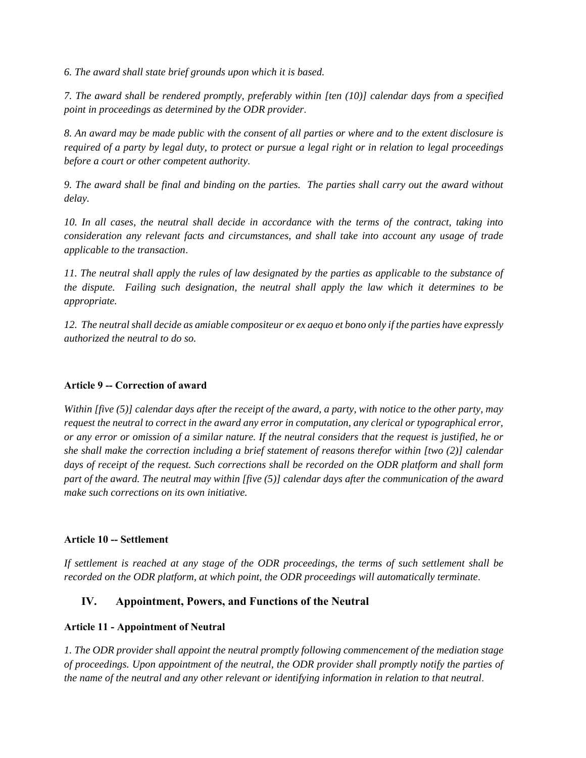*6. The award shall state brief grounds upon which it is based.*

*7. The award shall be rendered promptly, preferably within [ten (10)] calendar days from a specified point in proceedings as determined by the ODR provider.*

*8. An award may be made public with the consent of all parties or where and to the extent disclosure is required of a party by legal duty, to protect or pursue a legal right or in relation to legal proceedings before a court or other competent authority.*

*9. The award shall be final and binding on the parties. The parties shall carry out the award without delay.*

*10. In all cases, the neutral shall decide in accordance with the terms of the contract, taking into consideration any relevant facts and circumstances, and shall take into account any usage of trade applicable to the transaction.*

*11. The neutral shall apply the rules of law designated by the parties as applicable to the substance of the dispute. Failing such designation, the neutral shall apply the law which it determines to be appropriate.*

*12. The neutral shall decide as amiable compositeur or ex aequo et bono only if the parties have expressly authorized the neutral to do so.*

**Article 9 -- Correction of award**

*Within [five (5)] calendar days after the receipt of the award, a party, with notice to the other party, may request the neutral to correct in the award any error in computation, any clerical or typographical error, or any error or omission of a similar nature. If the neutral considers that the request is justified, he or she shall make the correction including a brief statement of reasons therefor within [two (2)] calendar days of receipt of the request. Such corrections shall be recorded on the ODR platform and shall form part of the award. The neutral may within [five (5)] calendar days after the communication of the award make such corrections on its own initiative.*

**Article 10 -- Settlement**

*If settlement is reached at any stage of the ODR proceedings, the terms of such settlement shall be recorded on the ODR platform, at which point, the ODR proceedings will automatically terminate.*

## IV. Appointment, Powers, and Functions of the Neutral

**Article 11 - Appointment of Neutral**

*1. The ODR provider shall appoint the neutral promptly following commencement of the mediation stage of proceedings. Upon appointment of the neutral, the ODR provider shall promptly notify the parties of the name of the neutral and any other relevant or identifying information in relation to that neutral.*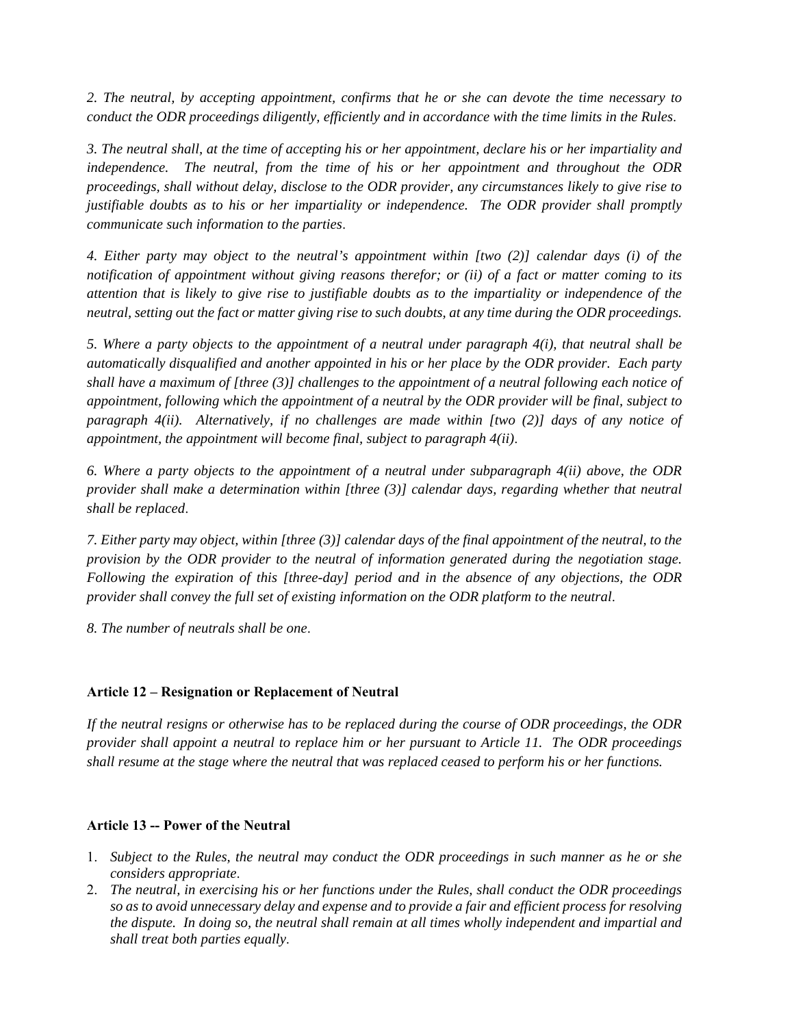*2. The neutral, by accepting appointment, confirms that he or she can devote the time necessary to conduct the ODR proceedings diligently, efficiently and in accordance with the time limits in the Rules.*

*3. The neutral shall, at the time of accepting his or her appointment, declare his or her impartiality and independence. The neutral, from the time of his or her appointment and throughout the ODR proceedings, shall without delay, disclose to the ODR provider, any circumstances likely to give rise to justifiable doubts as to his or her impartiality or independence. The ODR provider shall promptly communicate such information to the parties.*

*4. Either party may object to the neutral's appointment within [two (2)] calendar days (i) of the notification of appointment without giving reasons therefor; or (ii) of a fact or matter coming to its attention that is likely to give rise to justifiable doubts as to the impartiality or independence of the neutral, setting out the fact or matter giving rise to such doubts, at any time during the ODR proceedings.*

*5. Where a party objects to the appointment of a neutral under paragraph 4(i), that neutral shall be automatically disqualified and another appointed in his or her place by the ODR provider. Each party shall have a maximum of [three (3)] challenges to the appointment of a neutral following each notice of appointment, following which the appointment of a neutral by the ODR provider will be final, subject to paragraph 4(ii). Alternatively, if no challenges are made within [two (2)] days of any notice of appointment, the appointment will become final, subject to paragraph 4(ii).*

*6. Where a party objects to the appointment of a neutral under subparagraph 4(ii) above, the ODR provider shall make a determination within [three (3)] calendar days, regarding whether that neutral shall be replaced.*

*7. Either party may object, within [three (3)] calendar days of the final appointment of the neutral, to the provision by the ODR provider to the neutral of information generated during the negotiation stage. Following the expiration of this [three-day] period and in the absence of any objections, the ODR provider shall convey the full set of existing information on the ODR platform to the neutral.*

*8. The number of neutrals shall be one.*

**Article 12 – Resignation or Replacement of Neutral**

*If the neutral resigns or otherwise has to be replaced during the course of ODR proceedings, the ODR provider shall appoint a neutral to replace him or her pursuant to Article 11. The ODR proceedings shall resume at the stage where the neutral that was replaced ceased to perform his or her functions.*

**Article 13 -- Power of the Neutral**

1. *Subject to the Rules, the neutral may conduct the ODR proceedings in such manner as he or she considers appropriate.*
2. *The neutral, in exercising his or her functions under the Rules, shall conduct the ODR proceedings so as to avoid unnecessary delay and expense and to provide a fair and efficient process for resolving the dispute. In doing so, the neutral shall remain at all times wholly independent and impartial and shall treat both parties equally.*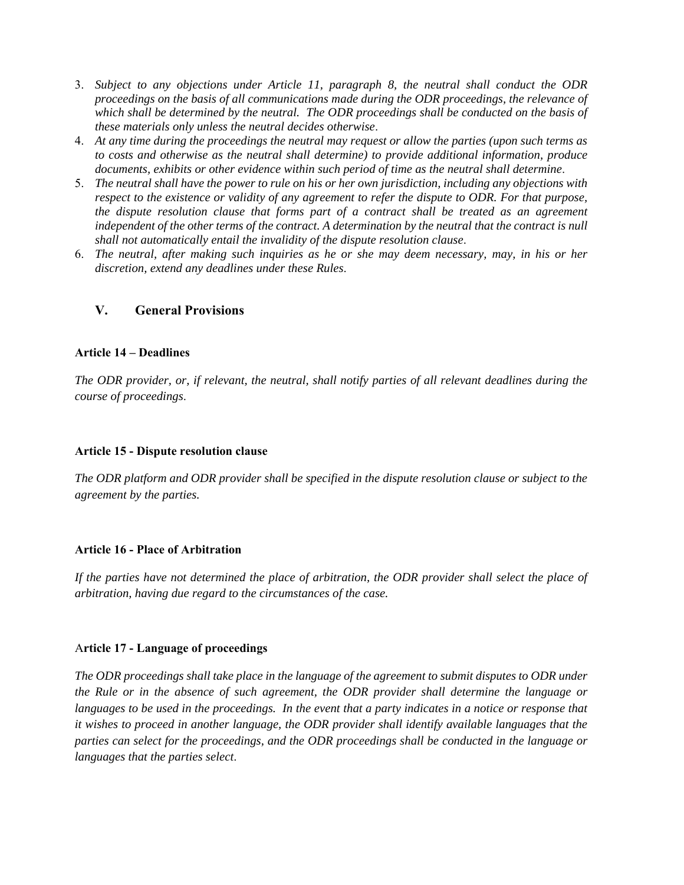3. *Subject to any objections under Article 11, paragraph 8, the neutral shall conduct the ODR proceedings on the basis of all communications made during the ODR proceedings, the relevance of which shall be determined by the neutral. The ODR proceedings shall be conducted on the basis of these materials only unless the neutral decides otherwise*.
4. *At any time during the proceedings the neutral may request or allow the parties (upon such terms as to costs and otherwise as the neutral shall determine) to provide additional information, produce documents, exhibits or other evidence within such period of time as the neutral shall determine*.
5. *The neutral shall have the power to rule on his or her own jurisdiction, including any objections with respect to the existence or validity of any agreement to refer the dispute to ODR. For that purpose, the dispute resolution clause that forms part of a contract shall be treated as an agreement independent of the other terms of the contract. A determination by the neutral that the contract is null shall not automatically entail the invalidity of the dispute resolution clause*.
6. *The neutral, after making such inquiries as he or she may deem necessary, may, in his or her discretion, extend any deadlines under these Rules*.

## V. General Provisions

### Article 14 – Deadlines

*The ODR provider, or, if relevant, the neutral, shall notify parties of all relevant deadlines during the course of proceedings*.

### Article 15 - Dispute resolution clause

*The ODR platform and ODR provider shall be specified in the dispute resolution clause or subject to the agreement by the parties.*

### Article 16 - Place of Arbitration

*If the parties have not determined the place of arbitration, the ODR provider shall select the place of arbitration, having due regard to the circumstances of the case.*

### Article 17 - Language of proceedings

*The ODR proceedings shall take place in the language of the agreement to submit disputes to ODR under the Rule or in the absence of such agreement, the ODR provider shall determine the language or languages to be used in the proceedings. In the event that a party indicates in a notice or response that it wishes to proceed in another language, the ODR provider shall identify available languages that the parties can select for the proceedings, and the ODR proceedings shall be conducted in the language or languages that the parties select*.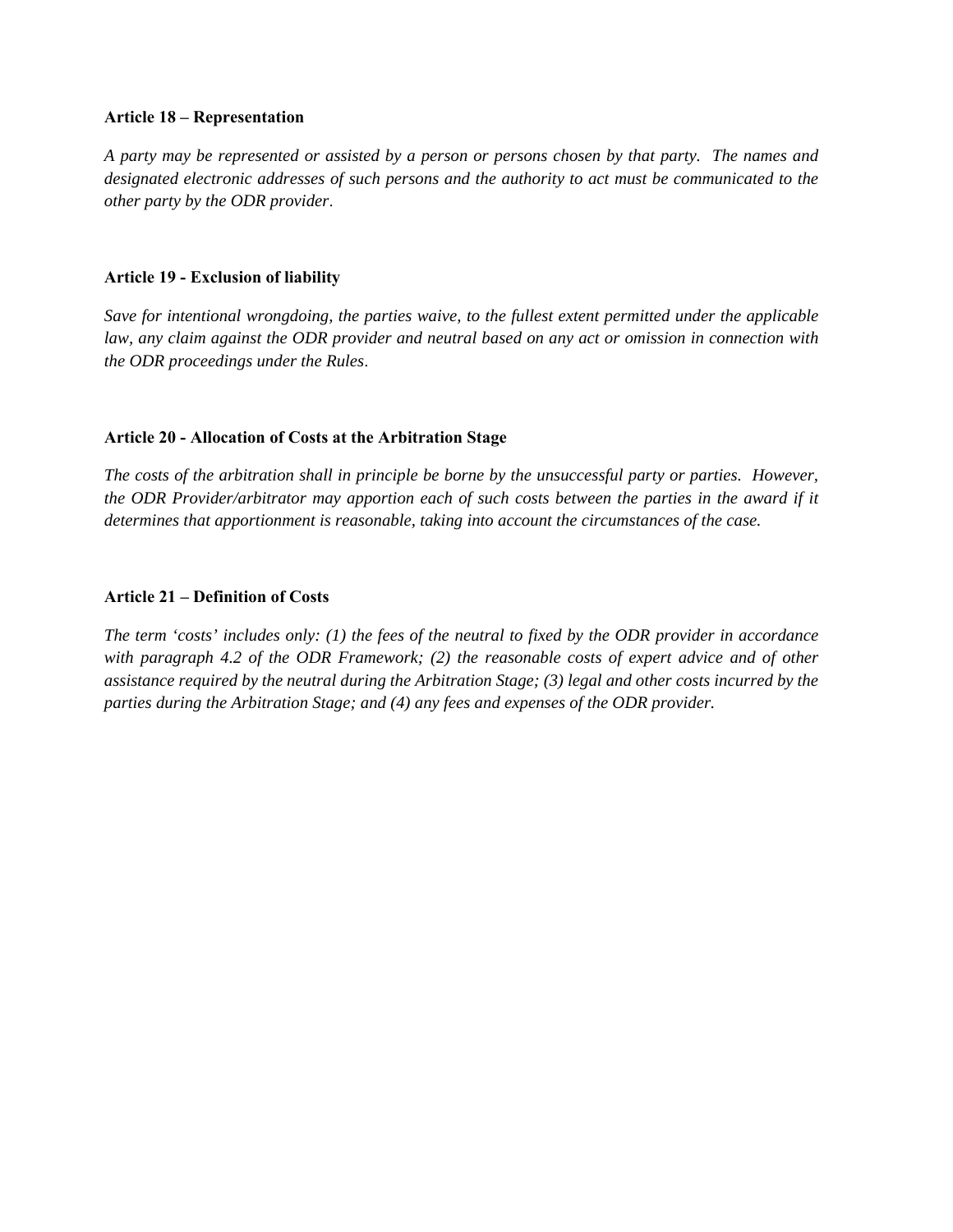**Article 18 – Representation**

*A party may be represented or assisted by a person or persons chosen by that party. The names and designated electronic addresses of such persons and the authority to act must be communicated to the other party by the ODR provider*.

**Article 19 - Exclusion of liability**

*Save for intentional wrongdoing, the parties waive, to the fullest extent permitted under the applicable law, any claim against the ODR provider and neutral based on any act or omission in connection with the ODR proceedings under the Rules*.

**Article 20 - Allocation of Costs at the Arbitration Stage**

*The costs of the arbitration shall in principle be borne by the unsuccessful party or parties. However, the ODR Provider/arbitrator may apportion each of such costs between the parties in the award if it determines that apportionment is reasonable, taking into account the circumstances of the case.*

**Article 21 – Definition of Costs**

*The term 'costs' includes only: (1) the fees of the neutral to fixed by the ODR provider in accordance with paragraph 4.2 of the ODR Framework; (2) the reasonable costs of expert advice and of other assistance required by the neutral during the Arbitration Stage; (3) legal and other costs incurred by the parties during the Arbitration Stage; and (4) any fees and expenses of the ODR provider.*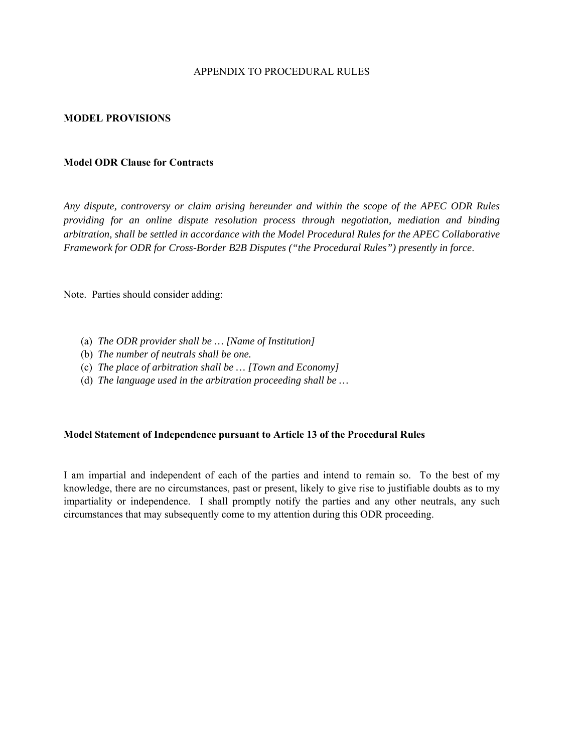APPENDIX TO PROCEDURAL RULES

## MODEL PROVISIONS

### Model ODR Clause for Contracts

*Any dispute, controversy or claim arising hereunder and within the scope of the APEC ODR Rules providing for an online dispute resolution process through negotiation, mediation and binding arbitration, shall be settled in accordance with the Model Procedural Rules for the APEC Collaborative Framework for ODR for Cross-Border B2B Disputes ("the Procedural Rules") presently in force*.

Note. Parties should consider adding:

(a) *The ODR provider shall be … [Name of Institution]*
(b) *The number of neutrals shall be one.*
(c) *The place of arbitration shall be … [Town and Economy]*
(d) *The language used in the arbitration proceeding shall be …*

### Model Statement of Independence pursuant to Article 13 of the Procedural Rules

I am impartial and independent of each of the parties and intend to remain so. To the best of my knowledge, there are no circumstances, past or present, likely to give rise to justifiable doubts as to my impartiality or independence. I shall promptly notify the parties and any other neutrals, any such circumstances that may subsequently come to my attention during this ODR proceeding.